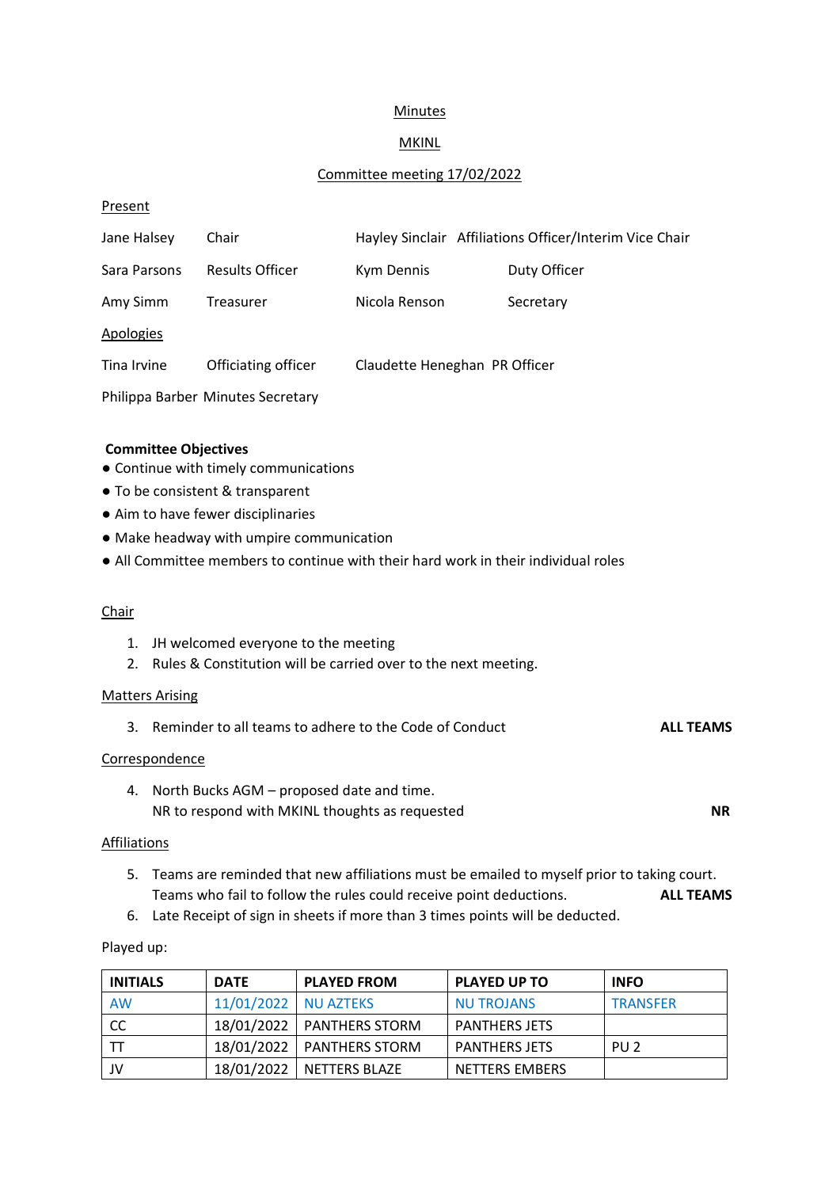Minutes

MKINL

Committee meeting 17/02/2022

Present

| | | | |
|---|---|---|---|
| Jane Halsey | Chair | Hayley Sinclair | Affiliations Officer/Interim Vice Chair |
| Sara Parsons | Results Officer | Kym Dennis | Duty Officer |
| Amy Simm | Treasurer | Nicola Renson | Secretary |

Apologies

| | | | |
|---|---|---|---|
| Tina Irvine | Officiating officer | Claudette Heneghan | PR Officer |
| Philippa Barber | Minutes Secretary | | |

**Committee Objectives**

- Continue with timely communications
- To be consistent & transparent
- Aim to have fewer disciplinaries
- Make headway with umpire communication
- All Committee members to continue with their hard work in their individual roles

Chair

1. JH welcomed everyone to the meeting
2. Rules & Constitution will be carried over to the next meeting.

Matters Arising

3. Reminder to all teams to adhere to the Code of Conduct **ALL TEAMS**

Correspondence

4. North Bucks AGM – proposed date and time.
   NR to respond with MKINL thoughts as requested **NR**

Affiliations

5. Teams are reminded that new affiliations must be emailed to myself prior to taking court. Teams who fail to follow the rules could receive point deductions. **ALL TEAMS**
6. Late Receipt of sign in sheets if more than 3 times points will be deducted.

Played up:

| INITIALS | DATE | PLAYED FROM | PLAYED UP TO | INFO |
|---|---|---|---|---|
| AW | 11/01/2022 | NU AZTEKS | NU TROJANS | TRANSFER |
| CC | 18/01/2022 | PANTHERS STORM | PANTHERS JETS | |
| TT | 18/01/2022 | PANTHERS STORM | PANTHERS JETS | PU 2 |
| JV | 18/01/2022 | NETTERS BLAZE | NETTERS EMBERS | |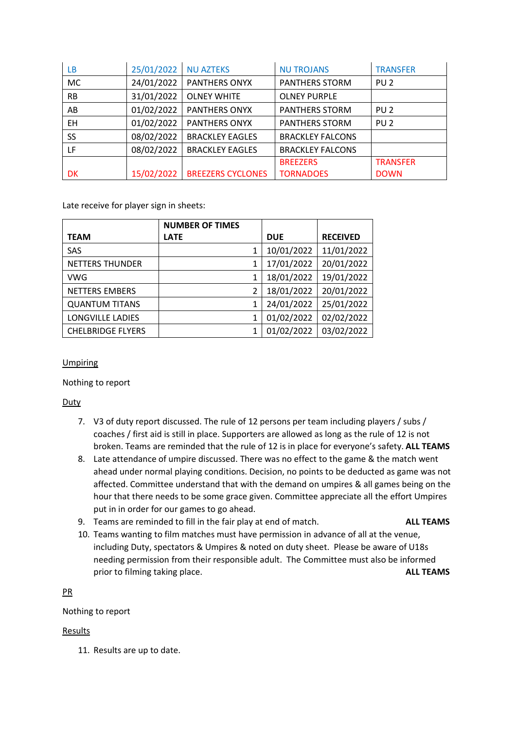| | | | | |
|---|---|---|---|---|
| LB | 25/01/2022 | NU AZTEKS | NU TROJANS | TRANSFER |
| MC | 24/01/2022 | PANTHERS ONYX | PANTHERS STORM | PU 2 |
| RB | 31/01/2022 | OLNEY WHITE | OLNEY PURPLE | |
| AB | 01/02/2022 | PANTHERS ONYX | PANTHERS STORM | PU 2 |
| EH | 01/02/2022 | PANTHERS ONYX | PANTHERS STORM | PU 2 |
| SS | 08/02/2022 | BRACKLEY EAGLES | BRACKLEY FALCONS | |
| LF | 08/02/2022 | BRACKLEY EAGLES | BRACKLEY FALCONS | |
| DK | 15/02/2022 | BREEZERS CYCLONES | BREEZERS TORNADOES | TRANSFER DOWN |

Late receive for player sign in sheets:

| TEAM | NUMBER OF TIMES LATE | DUE | RECEIVED |
|---|---|---|---|
| SAS | 1 | 10/01/2022 | 11/01/2022 |
| NETTERS THUNDER | 1 | 17/01/2022 | 20/01/2022 |
| VWG | 1 | 18/01/2022 | 19/01/2022 |
| NETTERS EMBERS | 2 | 18/01/2022 | 20/01/2022 |
| QUANTUM TITANS | 1 | 24/01/2022 | 25/01/2022 |
| LONGVILLE LADIES | 1 | 01/02/2022 | 02/02/2022 |
| CHELBRIDGE FLYERS | 1 | 01/02/2022 | 03/02/2022 |

Umpiring

Nothing to report

Duty

7. V3 of duty report discussed. The rule of 12 persons per team including players / subs / coaches / first aid is still in place. Supporters are allowed as long as the rule of 12 is not broken. Teams are reminded that the rule of 12 is in place for everyone's safety. **ALL TEAMS**
8. Late attendance of umpire discussed. There was no effect to the game & the match went ahead under normal playing conditions. Decision, no points to be deducted as game was not affected. Committee understand that with the demand on umpires & all games being on the hour that there needs to be some grace given. Committee appreciate all the effort Umpires put in in order for our games to go ahead.
9. Teams are reminded to fill in the fair play at end of match. **ALL TEAMS**
10. Teams wanting to film matches must have permission in advance of all at the venue, including Duty, spectators & Umpires & noted on duty sheet. Please be aware of U18s needing permission from their responsible adult. The Committee must also be informed prior to filming taking place. **ALL TEAMS**

PR

Nothing to report

Results

11. Results are up to date.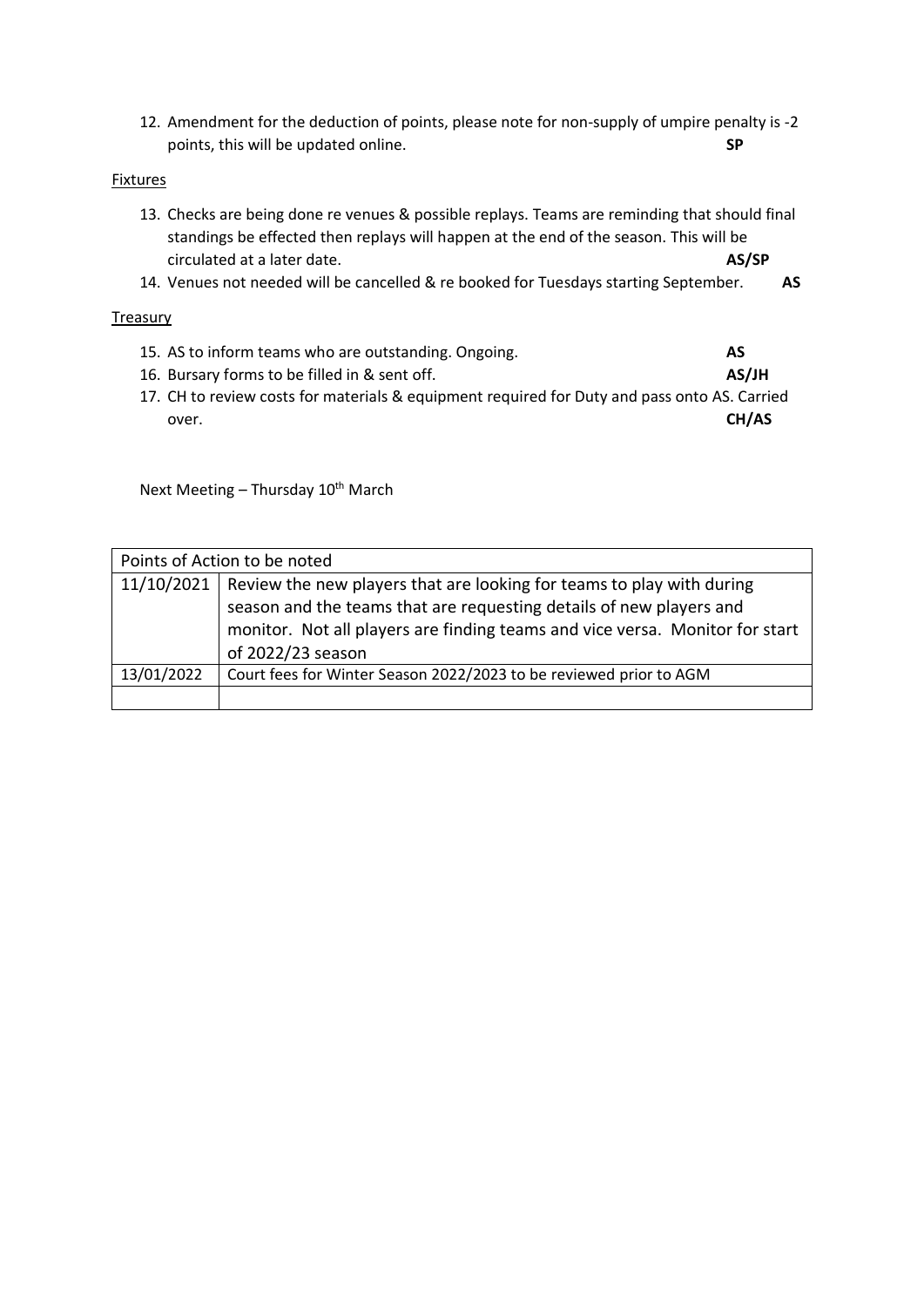12. Amendment for the deduction of points, please note for non-supply of umpire penalty is -2 points, this will be updated online. **SP**

Fixtures

13. Checks are being done re venues & possible replays. Teams are reminding that should final standings be effected then replays will happen at the end of the season. This will be circulated at a later date. **AS/SP**
14. Venues not needed will be cancelled & re booked for Tuesdays starting September. **AS**

Treasury

15. AS to inform teams who are outstanding. Ongoing. **AS**
16. Bursary forms to be filled in & sent off. **AS/JH**
17. CH to review costs for materials & equipment required for Duty and pass onto AS. Carried over. **CH/AS**

Next Meeting – Thursday 10th March

| Points of Action to be noted | |
|---|---|
| 11/10/2021 | Review the new players that are looking for teams to play with during season and the teams that are requesting details of new players and monitor. Not all players are finding teams and vice versa. Monitor for start of 2022/23 season |
| 13/01/2022 | Court fees for Winter Season 2022/2023 to be reviewed prior to AGM |
| | |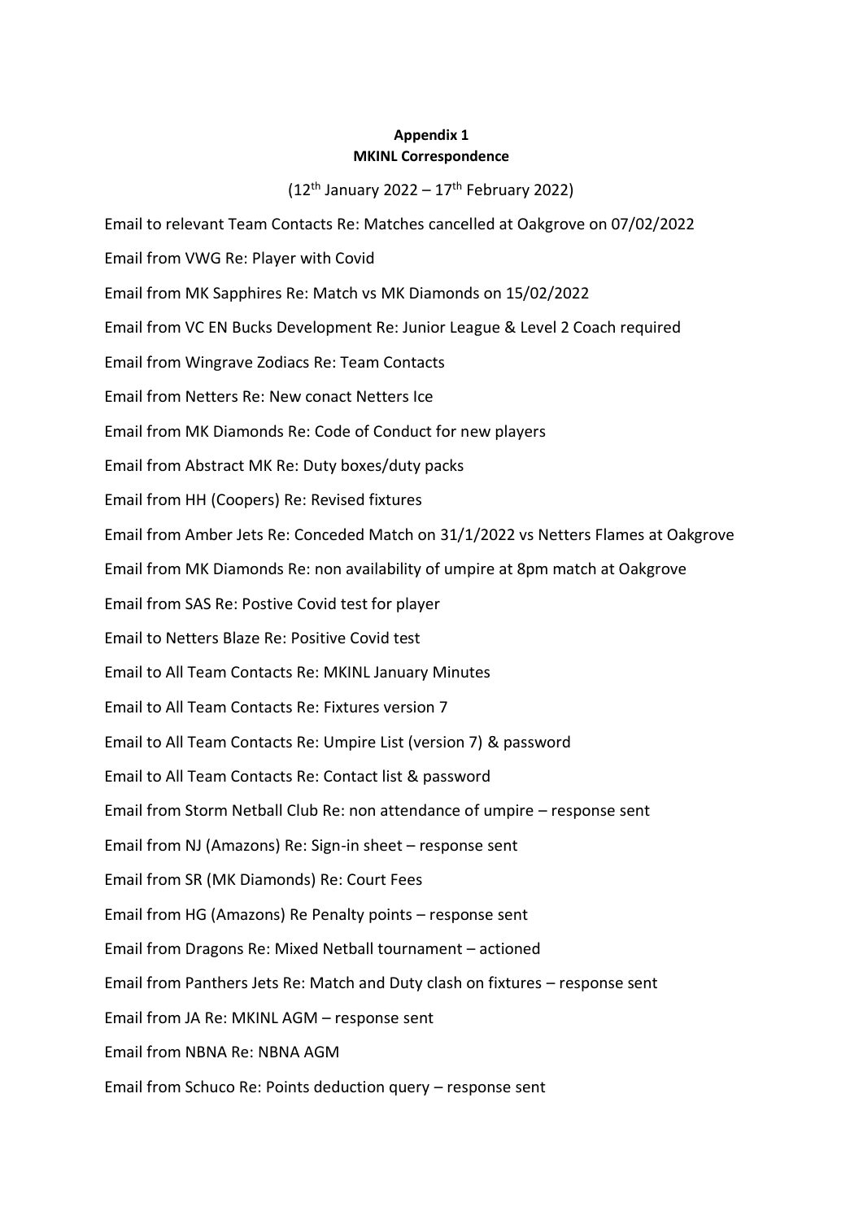**Appendix 1**
**MKINL Correspondence**

(12th January 2022 – 17th February 2022)

Email to relevant Team Contacts Re: Matches cancelled at Oakgrove on 07/02/2022

Email from VWG Re: Player with Covid

Email from MK Sapphires Re: Match vs MK Diamonds on 15/02/2022

Email from VC EN Bucks Development Re: Junior League & Level 2 Coach required

Email from Wingrave Zodiacs Re: Team Contacts

Email from Netters Re: New conact Netters Ice

Email from MK Diamonds Re: Code of Conduct for new players

Email from Abstract MK Re: Duty boxes/duty packs

Email from HH (Coopers) Re: Revised fixtures

Email from Amber Jets Re: Conceded Match on 31/1/2022 vs Netters Flames at Oakgrove

Email from MK Diamonds Re: non availability of umpire at 8pm match at Oakgrove

Email from SAS Re: Postive Covid test for player

Email to Netters Blaze Re: Positive Covid test

Email to All Team Contacts Re: MKINL January Minutes

Email to All Team Contacts Re: Fixtures version 7

Email to All Team Contacts Re: Umpire List (version 7) & password

Email to All Team Contacts Re: Contact list & password

Email from Storm Netball Club Re: non attendance of umpire – response sent

Email from NJ (Amazons) Re: Sign-in sheet – response sent

Email from SR (MK Diamonds) Re: Court Fees

Email from HG (Amazons) Re Penalty points – response sent

Email from Dragons Re: Mixed Netball tournament – actioned

Email from Panthers Jets Re: Match and Duty clash on fixtures – response sent

Email from JA Re: MKINL AGM – response sent

Email from NBNA Re: NBNA AGM

Email from Schuco Re: Points deduction query – response sent